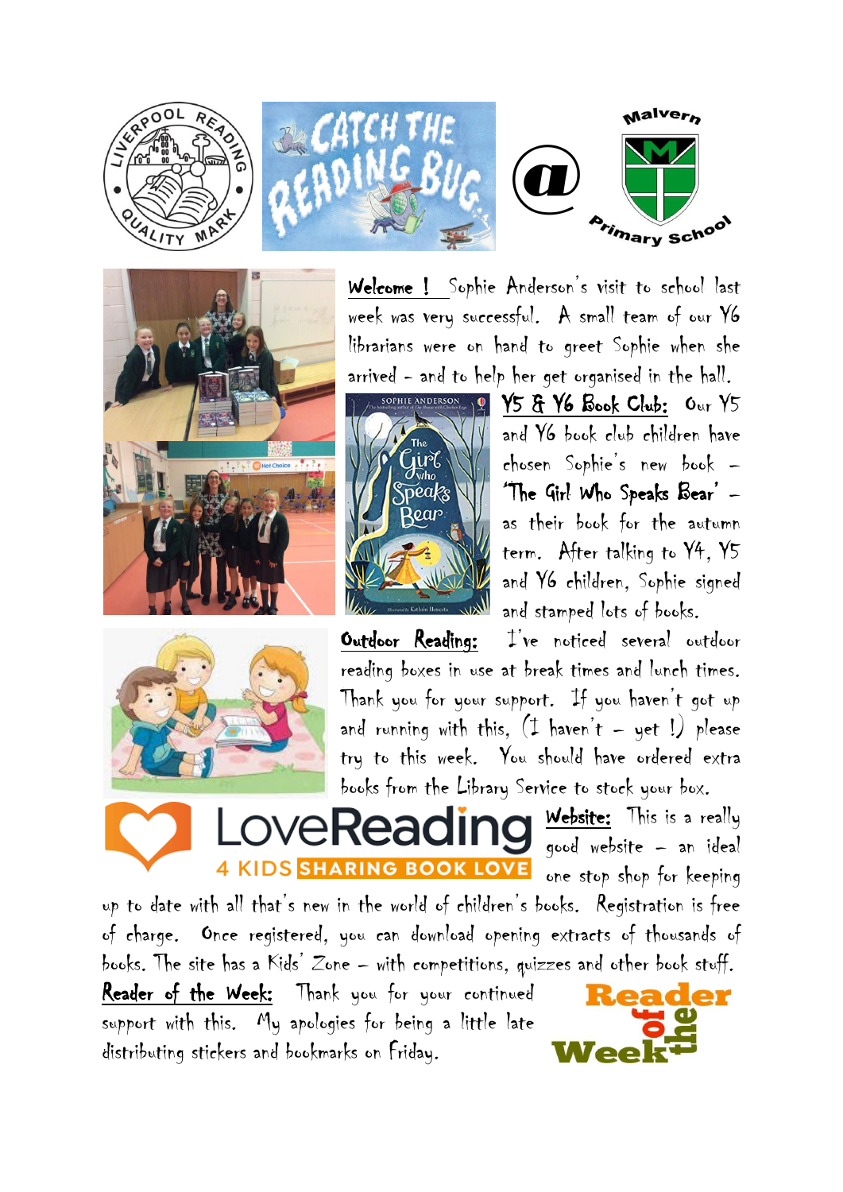**Welcome !** Sophie Anderson's visit to school last week was very successful. A small team of our Y6 librarians were on hand to greet Sophie when she arrived – and to help her get organised in the hall.

**Y5 & Y6 Book Club:** Our Y5 and Y6 book club children have chosen Sophie's new book – 'The Girl Who Speaks Bear' – as their book for the autumn term. After talking to Y4, Y5 and Y6 children, Sophie signed and stamped lots of books.

**Outdoor Reading:** I've noticed several outdoor reading boxes in use at break times and lunch times. Thank you for your support. If you haven't got up and running with this, (I haven't – yet !) please try to this week. You should have ordered extra books from the Library Service to stock your box.

**Website:** This is a really good website – an ideal one stop shop for keeping up to date with all that's new in the world of children's books. Registration is free of charge. Once registered, you can download opening extracts of thousands of books. The site has a Kids' Zone – with competitions, quizzes and other book stuff.

**Reader of the Week:** Thank you for your continued support with this. My apologies for being a little late distributing stickers and bookmarks on Friday.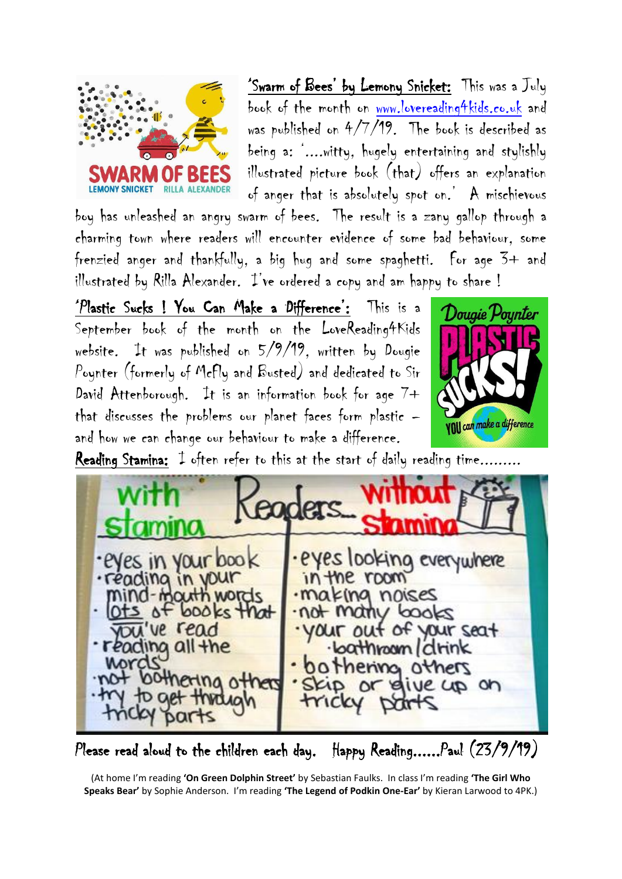**'Swarm of Bees' by Lemony Snicket:** This was a July book of the month on www.lovereading4kids.co.uk and was published on 4/7/19. The book is described as being a: '....witty, hugely entertaining and stylishly illustrated picture book (that) offers an explanation of anger that is absolutely spot on.' A mischievous boy has unleashed an angry swarm of bees. The result is a zany gallop through a charming town where readers will encounter evidence of some bad behaviour, some frenzied anger and thankfully, a big hug and some spaghetti. For age 3+ and illustrated by Rilla Alexander. I've ordered a copy and am happy to share !

**'Plastic Sucks ! You Can Make a Difference':** This is a September book of the month on the LoveReading4Kids website. It was published on 5/9/19, written by Dougie Poynter (formerly of McFly and Busted) and dedicated to Sir David Attenborough. It is an information book for age 7+ that discusses the problems our planet faces form plastic – and how we can change our behaviour to make a difference.

**Reading Stamina:** I often refer to this at the start of daily reading time.........

Readers

| with stamina | without stamina |
| --- | --- |
| • eyes in your book | • eyes looking everywhere in the room |
| • reading in your mind - mouth words | • making noises |
| • lots of books that you've read | • not many books |
| • reading all the words | • your out of your seat • bathroom / drink |
| • not bothering others | • bothering others |
| • try to get through tricky parts | • skip or give up on tricky parts |

Please read aloud to the children each day. Happy Reading......Paul (23/9/19)

(At home I'm reading **'On Green Dolphin Street'** by Sebastian Faulks. In class I'm reading **'The Girl Who Speaks Bear'** by Sophie Anderson. I'm reading **'The Legend of Podkin One-Ear'** by Kieran Larwood to 4PK.)